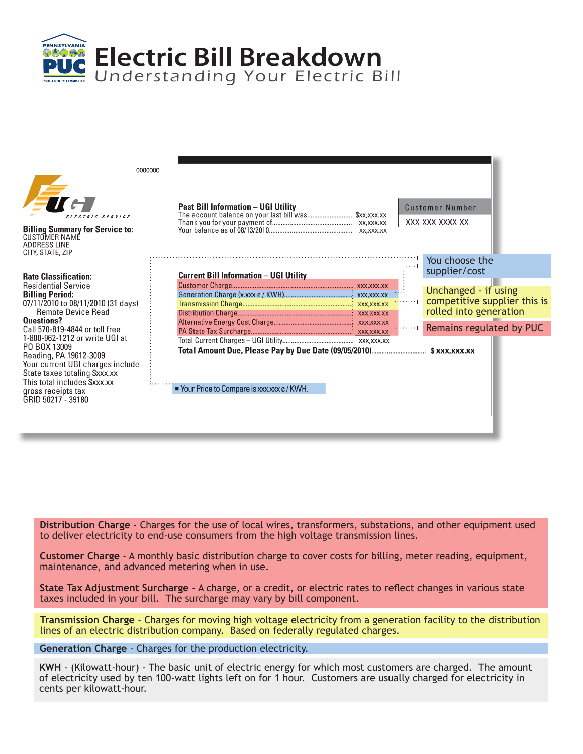# Electric Bill Breakdown

## Understanding Your Electric Bill

0000000

UGI ELECTRIC SERVICE

**Billing Summary for Service to:**
CUSTOMER NAME
ADDRESS LINE
CITY, STATE, ZIP

**Rate Classification:**
Residential Service
**Billing Period:**
07/11/2010 to 08/11/2010 (31 days)
Remote Device Read
**Questions?**
Call 570-819-4844 or toll free
1-800-962-1212 or write UGI at
PO BOX 13009
Reading, PA 19612-3009
Your current UGI charges include
State taxes totaling $xxx.xx
This total includes $xxx.xx
gross receipts tax
GRID 50217 - 39180

**Past Bill Information – UGI Utility**

| | |
|---|---|
| The account balance on your last bill was | $xx,xxx.xx |
| Thank you for your payment of | xx,xxx.xx |
| Your balance as of 08/13/2010 | xx,xxx.xx |

Customer Number
XXX XXX XXXX XX

**Current Bill Information – UGI Utility**

| | |
|---|---|
| Customer Charge | xxx,xxx.xx |
| Generation Charge (x.xxx ¢ / KWH) | xxx,xxx.xx |
| Transmission Charge | xxx,xxx.xx |
| Distribution Charge | xxx,xxx.xx |
| Alternative Energy Cost Charge | xxx,xxx.xx |
| PA State Tax Surcharge | xxx,xxx.xx |
| Total Current Charges – UGI Utility | xxx,xxx.xx |
| **Total Amount Due, Please Pay by Due Date (09/05/2010)** | **$ xxx,xxx.xx** |

■ Your Price to Compare is xxx.xxx ¢ / KWH.

You choose the supplier/cost

Unchanged - if using competitive supplier this is rolled into generation

Remains regulated by PUC

**Distribution Charge** - Charges for the use of local wires, transformers, substations, and other equipment used to deliver electricity to end-use consumers from the high voltage transmission lines.

**Customer Charge** - A monthly basic distribution charge to cover costs for billing, meter reading, equipment, maintenance, and advanced metering when in use.

**State Tax Adjustment Surcharge** - A charge, or a credit, or electric rates to reflect changes in various state taxes included in your bill. The surcharge may vary by bill component.

**Transmission Charge** - Charges for moving high voltage electricity from a generation facility to the distribution lines of an electric distribution company. Based on federally regulated charges.

**Generation Charge** - Charges for the production electricity.

**KWH** - (Kilowatt-hour) - The basic unit of electric energy for which most customers are charged. The amount of electricity used by ten 100-watt lights left on for 1 hour. Customers are usually charged for electricity in cents per kilowatt-hour.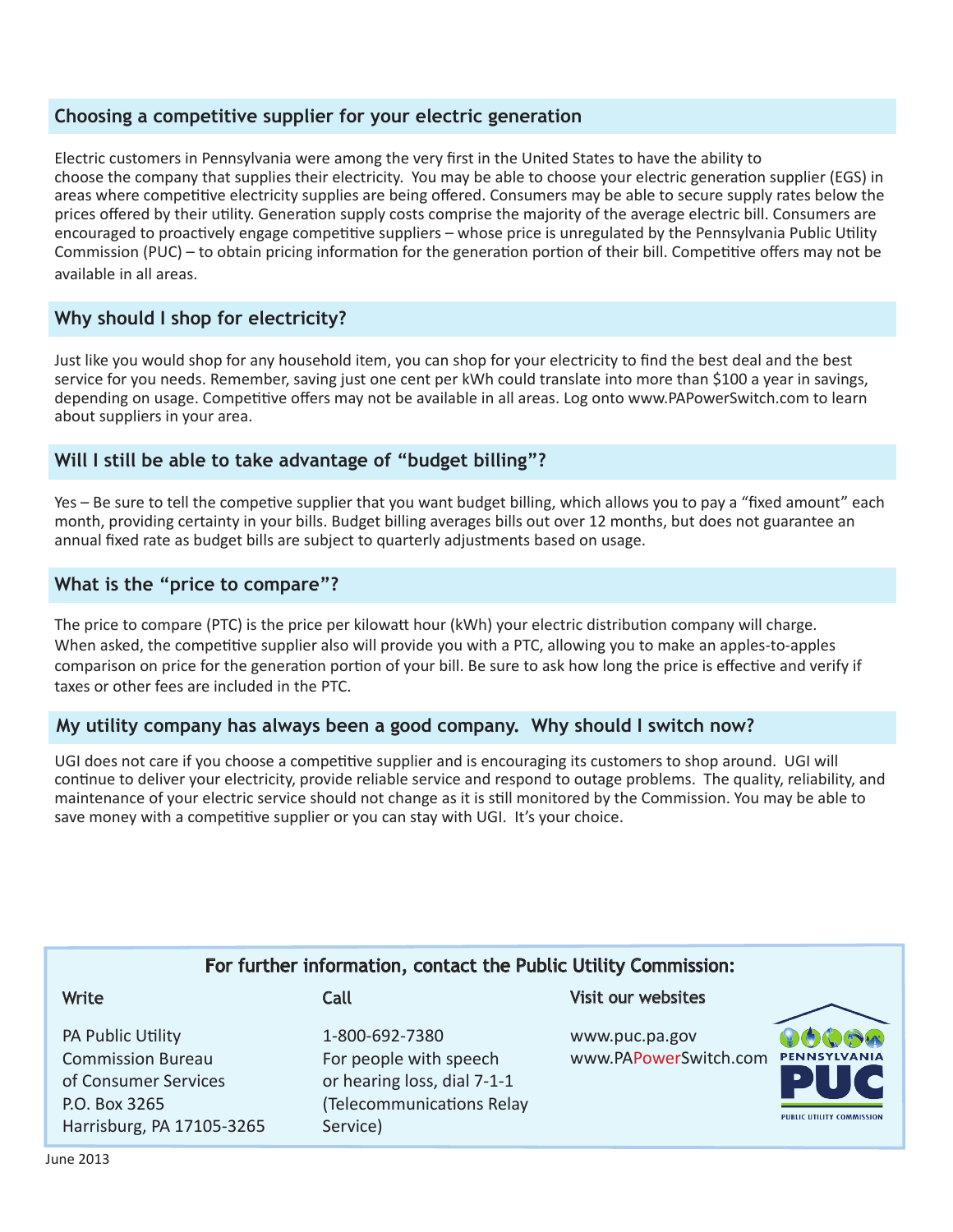## Choosing a competitive supplier for your electric generation

Electric customers in Pennsylvania were among the very first in the United States to have the ability to choose the company that supplies their electricity. You may be able to choose your electric generation supplier (EGS) in areas where competitive electricity supplies are being offered. Consumers may be able to secure supply rates below the prices offered by their utility. Generation supply costs comprise the majority of the average electric bill. Consumers are encouraged to proactively engage competitive suppliers – whose price is unregulated by the Pennsylvania Public Utility Commission (PUC) – to obtain pricing information for the generation portion of their bill. Competitive offers may not be available in all areas.

## Why should I shop for electricity?

Just like you would shop for any household item, you can shop for your electricity to find the best deal and the best service for you needs. Remember, saving just one cent per kWh could translate into more than $100 a year in savings, depending on usage. Competitive offers may not be available in all areas. Log onto www.PAPowerSwitch.com to learn about suppliers in your area.

## Will I still be able to take advantage of "budget billing"?

Yes – Be sure to tell the competive supplier that you want budget billing, which allows you to pay a "fixed amount" each month, providing certainty in your bills. Budget billing averages bills out over 12 months, but does not guarantee an annual fixed rate as budget bills are subject to quarterly adjustments based on usage.

## What is the "price to compare"?

The price to compare (PTC) is the price per kilowatt hour (kWh) your electric distribution company will charge. When asked, the competitive supplier also will provide you with a PTC, allowing you to make an apples-to-apples comparison on price for the generation portion of your bill. Be sure to ask how long the price is effective and verify if taxes or other fees are included in the PTC.

## My utility company has always been a good company. Why should I switch now?

UGI does not care if you choose a competitive supplier and is encouraging its customers to shop around. UGI will continue to deliver your electricity, provide reliable service and respond to outage problems. The quality, reliability, and maintenance of your electric service should not change as it is still monitored by the Commission. You may be able to save money with a competitive supplier or you can stay with UGI. It's your choice.

### For further information, contact the Public Utility Commission:

**Write**

PA Public Utility
Commission Bureau
of Consumer Services
P.O. Box 3265
Harrisburg, PA 17105-3265

**Call**

1-800-692-7380
For people with speech or hearing loss, dial 7-1-1 (Telecommunications Relay Service)

**Visit our websites**

www.puc.pa.gov
www.PAPowerSwitch.com

PENNSYLVANIA PUC
PUBLIC UTILITY COMMISSION

June 2013